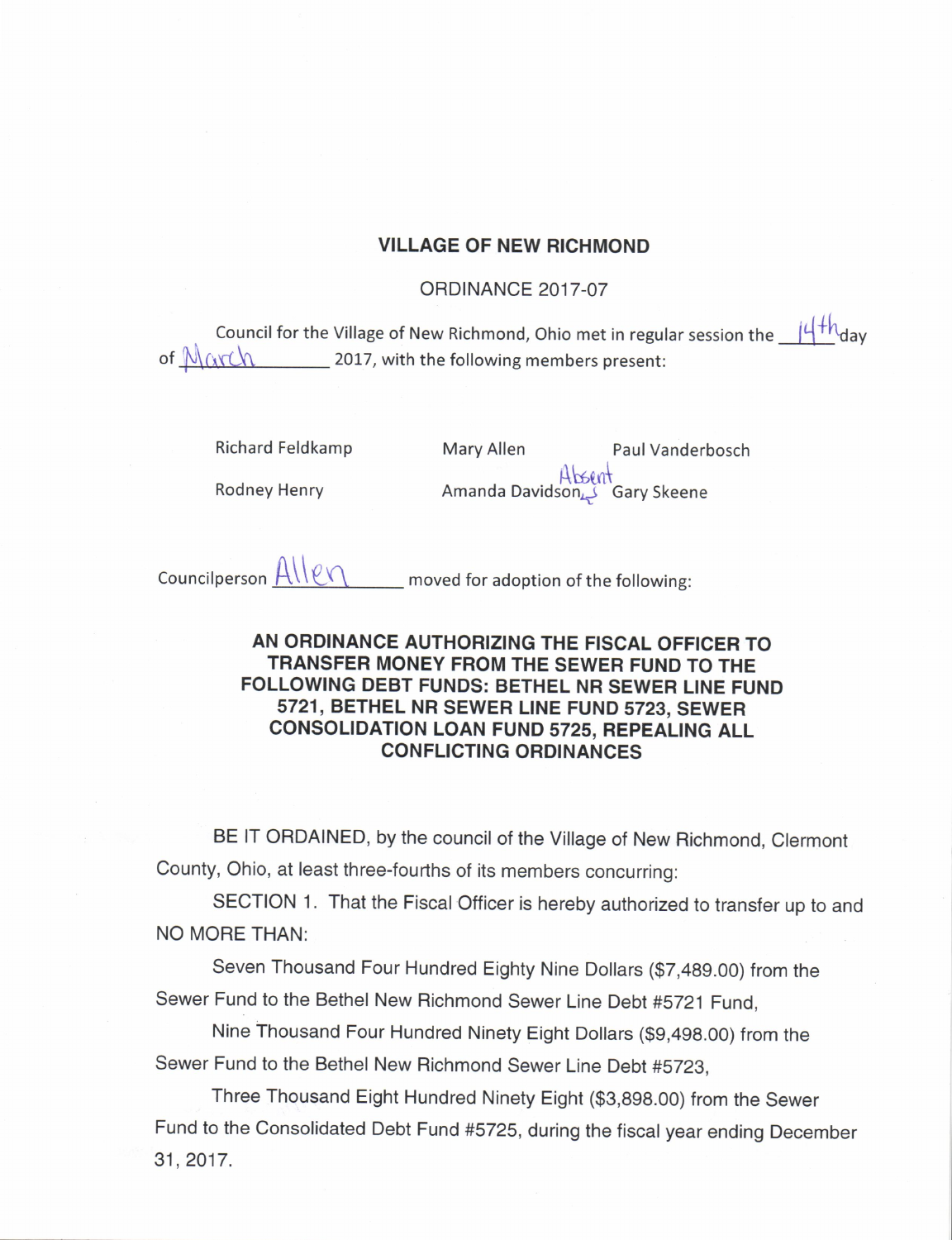# VILLAGE OF NEW RICHMOND

## ORDINANCE 2017-07

Council for the Village of New Richmond, Ohio met in regular session the 14th day of March 2017, with the following members present:

| | | |
|---|---|---|
| Richard Feldkamp | Mary Allen | Paul Vanderbosch |
| Rodney Henry | Amanda Davidson, Absent | Gary Skeene |

Councilperson Allen moved for adoption of the following:

**AN ORDINANCE AUTHORIZING THE FISCAL OFFICER TO TRANSFER MONEY FROM THE SEWER FUND TO THE FOLLOWING DEBT FUNDS: BETHEL NR SEWER LINE FUND 5721, BETHEL NR SEWER LINE FUND 5723, SEWER CONSOLIDATION LOAN FUND 5725, REPEALING ALL CONFLICTING ORDINANCES**

BE IT ORDAINED, by the council of the Village of New Richmond, Clermont County, Ohio, at least three-fourths of its members concurring:

SECTION 1. That the Fiscal Officer is hereby authorized to transfer up to and NO MORE THAN:

Seven Thousand Four Hundred Eighty Nine Dollars ($7,489.00) from the Sewer Fund to the Bethel New Richmond Sewer Line Debt #5721 Fund,

Nine Thousand Four Hundred Ninety Eight Dollars ($9,498.00) from the Sewer Fund to the Bethel New Richmond Sewer Line Debt #5723,

Three Thousand Eight Hundred Ninety Eight ($3,898.00) from the Sewer Fund to the Consolidated Debt Fund #5725, during the fiscal year ending December 31, 2017.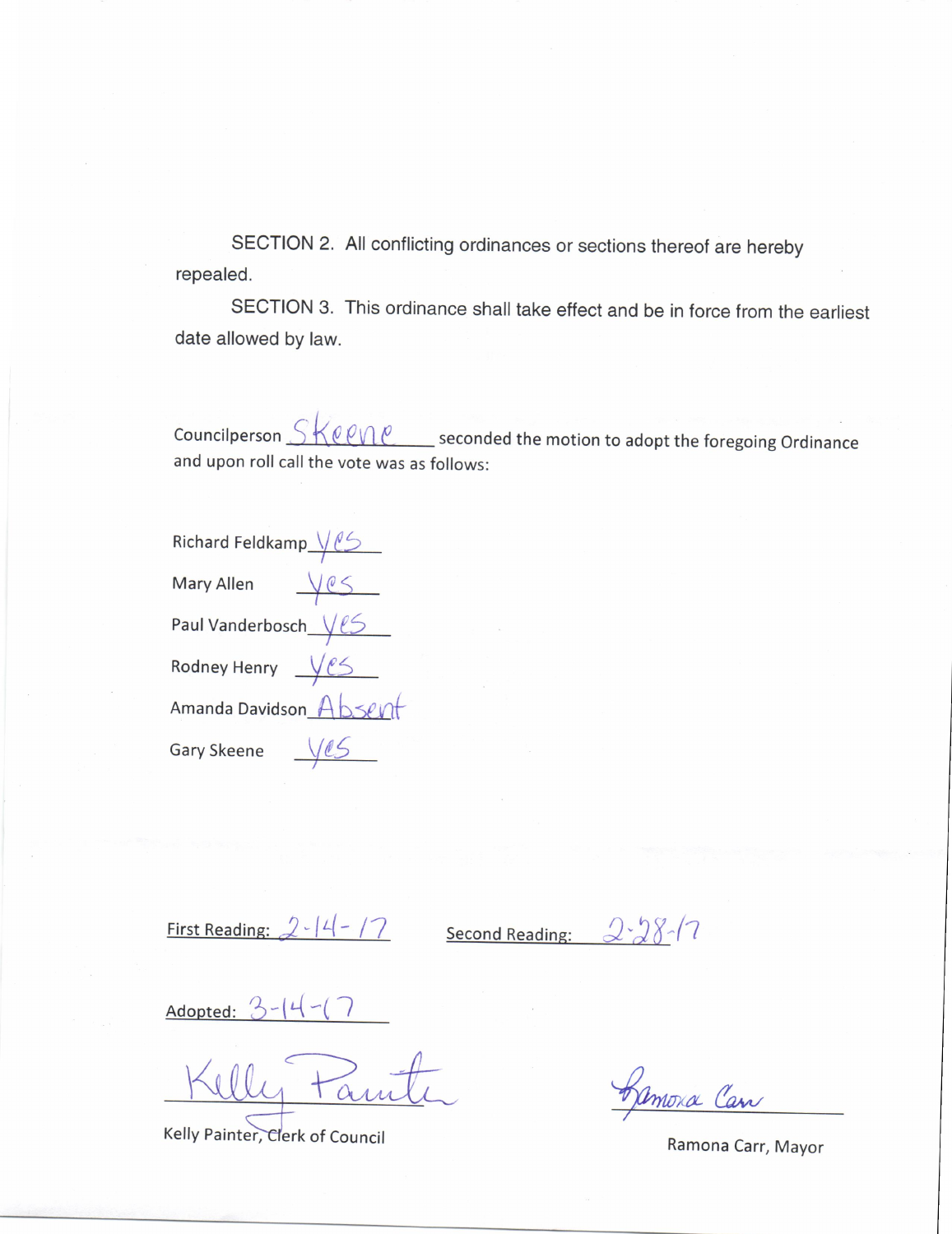SECTION 2. All conflicting ordinances or sections thereof are hereby repealed.

SECTION 3. This ordinance shall take effect and be in force from the earliest date allowed by law.

Councilperson Skeene seconded the motion to adopt the foregoing Ordinance and upon roll call the vote was as follows:

Richard Feldkamp Yes

Mary Allen Yes

Paul Vanderbosch Yes

Rodney Henry Yes

Amanda Davidson Absent

Gary Skeene Yes

First Reading: 2-14-17

Second Reading: 2-28-17

Adopted: 3-14-17

Kelly Painter

Kelly Painter, Clerk of Council

Ramona Carr

Ramona Carr, Mayor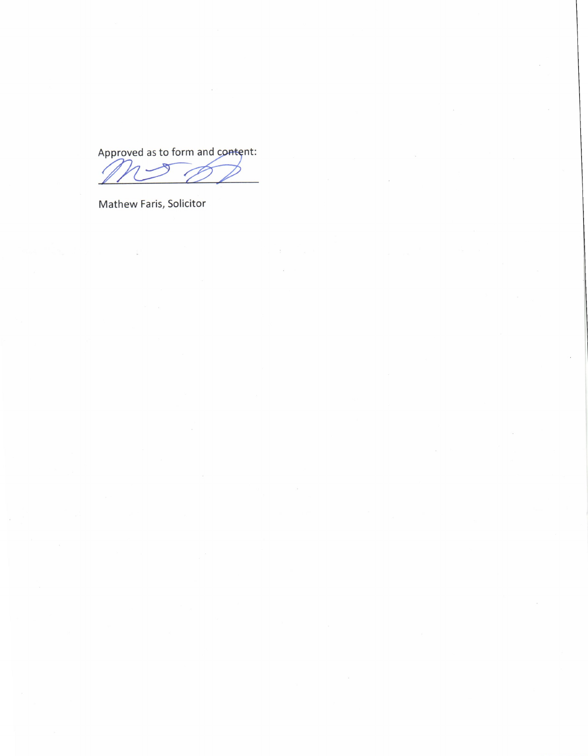Approved as to form and content:

\_\_\_\_\_\_\_\_\_\_\_\_\_\_\_\_\_\_\_\_\_\_\_\_\_\_\_\_\_\_

Mathew Faris, Solicitor